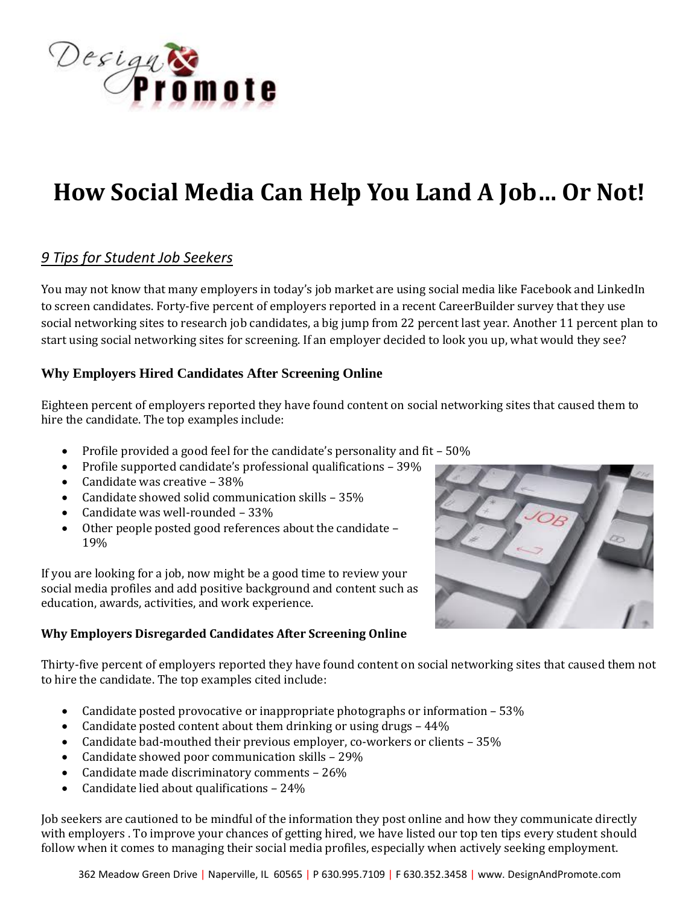# How Social Media Can Help You Land A Job… Or Not!

## *9 Tips for Student Job Seekers*

You may not know that many employers in today's job market are using social media like Facebook and LinkedIn to screen candidates. Forty-five percent of employers reported in a recent CareerBuilder survey that they use social networking sites to research job candidates, a big jump from 22 percent last year. Another 11 percent plan to start using social networking sites for screening. If an employer decided to look you up, what would they see?

### Why Employers Hired Candidates After Screening Online

Eighteen percent of employers reported they have found content on social networking sites that caused them to hire the candidate. The top examples include:

- Profile provided a good feel for the candidate's personality and fit – 50%
- Profile supported candidate's professional qualifications – 39%
- Candidate was creative – 38%
- Candidate showed solid communication skills – 35%
- Candidate was well-rounded – 33%
- Other people posted good references about the candidate – 19%

If you are looking for a job, now might be a good time to review your social media profiles and add positive background and content such as education, awards, activities, and work experience.

### Why Employers Disregarded Candidates After Screening Online

Thirty-five percent of employers reported they have found content on social networking sites that caused them not to hire the candidate. The top examples cited include:

- Candidate posted provocative or inappropriate photographs or information – 53%
- Candidate posted content about them drinking or using drugs – 44%
- Candidate bad-mouthed their previous employer, co-workers or clients – 35%
- Candidate showed poor communication skills – 29%
- Candidate made discriminatory comments – 26%
- Candidate lied about qualifications – 24%

Job seekers are cautioned to be mindful of the information they post online and how they communicate directly with employers . To improve your chances of getting hired, we have listed our top ten tips every student should follow when it comes to managing their social media profiles, especially when actively seeking employment.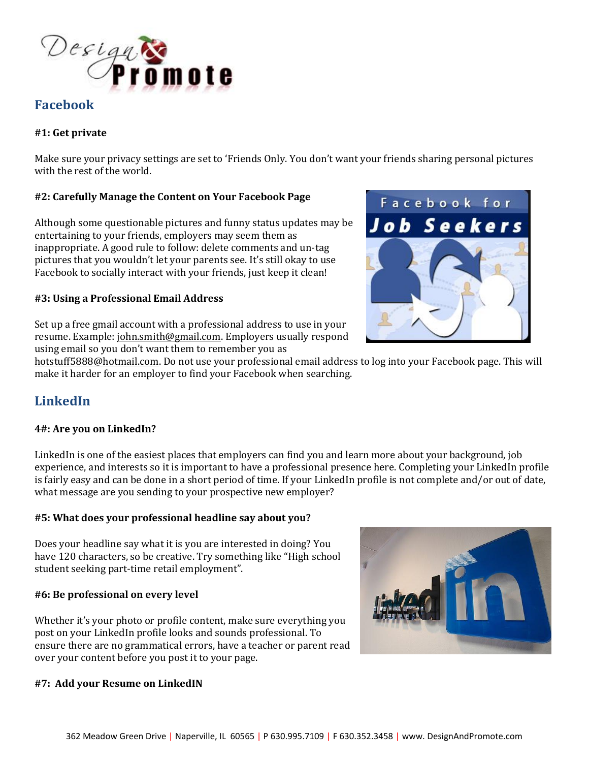## Facebook

**#1: Get private**

Make sure your privacy settings are set to 'Friends Only. You don't want your friends sharing personal pictures with the rest of the world.

**#2: Carefully Manage the Content on Your Facebook Page**

Although some questionable pictures and funny status updates may be entertaining to your friends, employers may seem them as inappropriate. A good rule to follow: delete comments and un-tag pictures that you wouldn't let your parents see. It's still okay to use Facebook to socially interact with your friends, just keep it clean!

**#3: Using a Professional Email Address**

Set up a free gmail account with a professional address to use in your resume. Example: john.smith@gmail.com. Employers usually respond using email so you don't want them to remember you as hotstuff5888@hotmail.com. Do not use your professional email address to log into your Facebook page. This will make it harder for an employer to find your Facebook when searching.

## LinkedIn

**4#: Are you on LinkedIn?**

LinkedIn is one of the easiest places that employers can find you and learn more about your background, job experience, and interests so it is important to have a professional presence here. Completing your LinkedIn profile is fairly easy and can be done in a short period of time. If your LinkedIn profile is not complete and/or out of date, what message are you sending to your prospective new employer?

**#5: What does your professional headline say about you?**

Does your headline say what it is you are interested in doing? You have 120 characters, so be creative. Try something like "High school student seeking part-time retail employment".

**#6: Be professional on every level**

Whether it's your photo or profile content, make sure everything you post on your LinkedIn profile looks and sounds professional. To ensure there are no grammatical errors, have a teacher or parent read over your content before you post it to your page.

**#7: Add your Resume on LinkedIN**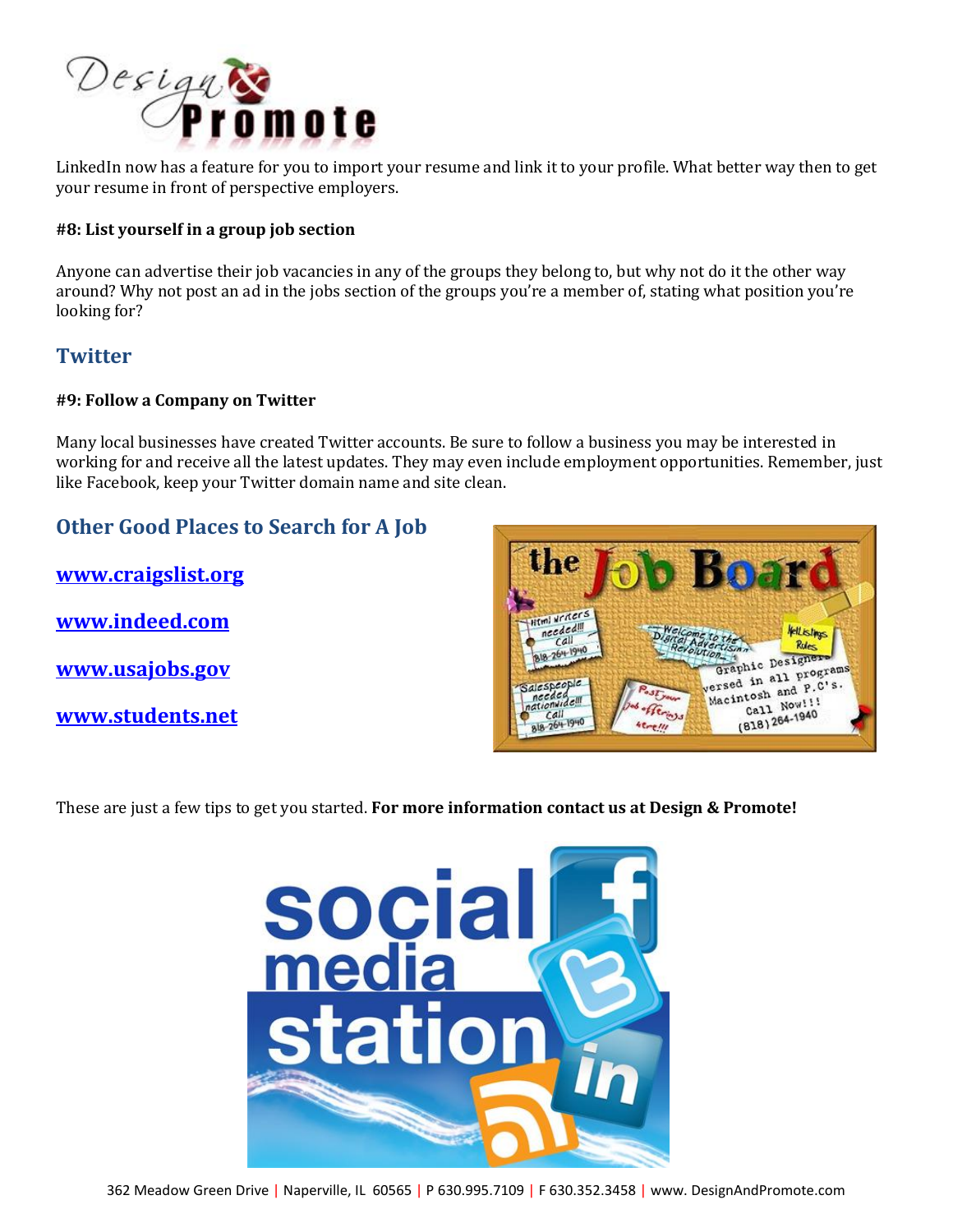LinkedIn now has a feature for you to import your resume and link it to your profile. What better way then to get your resume in front of perspective employers.

#### #8: List yourself in a group job section

Anyone can advertise their job vacancies in any of the groups they belong to, but why not do it the other way around? Why not post an ad in the jobs section of the groups you're a member of, stating what position you're looking for?

## Twitter

#### #9: Follow a Company on Twitter

Many local businesses have created Twitter accounts. Be sure to follow a business you may be interested in working for and receive all the latest updates. They may even include employment opportunities. Remember, just like Facebook, keep your Twitter domain name and site clean.

## Other Good Places to Search for A Job

**www.craigslist.org**

**www.indeed.com**

**www.usajobs.gov**

**www.students.net**

These are just a few tips to get you started. **For more information contact us at Design & Promote!**